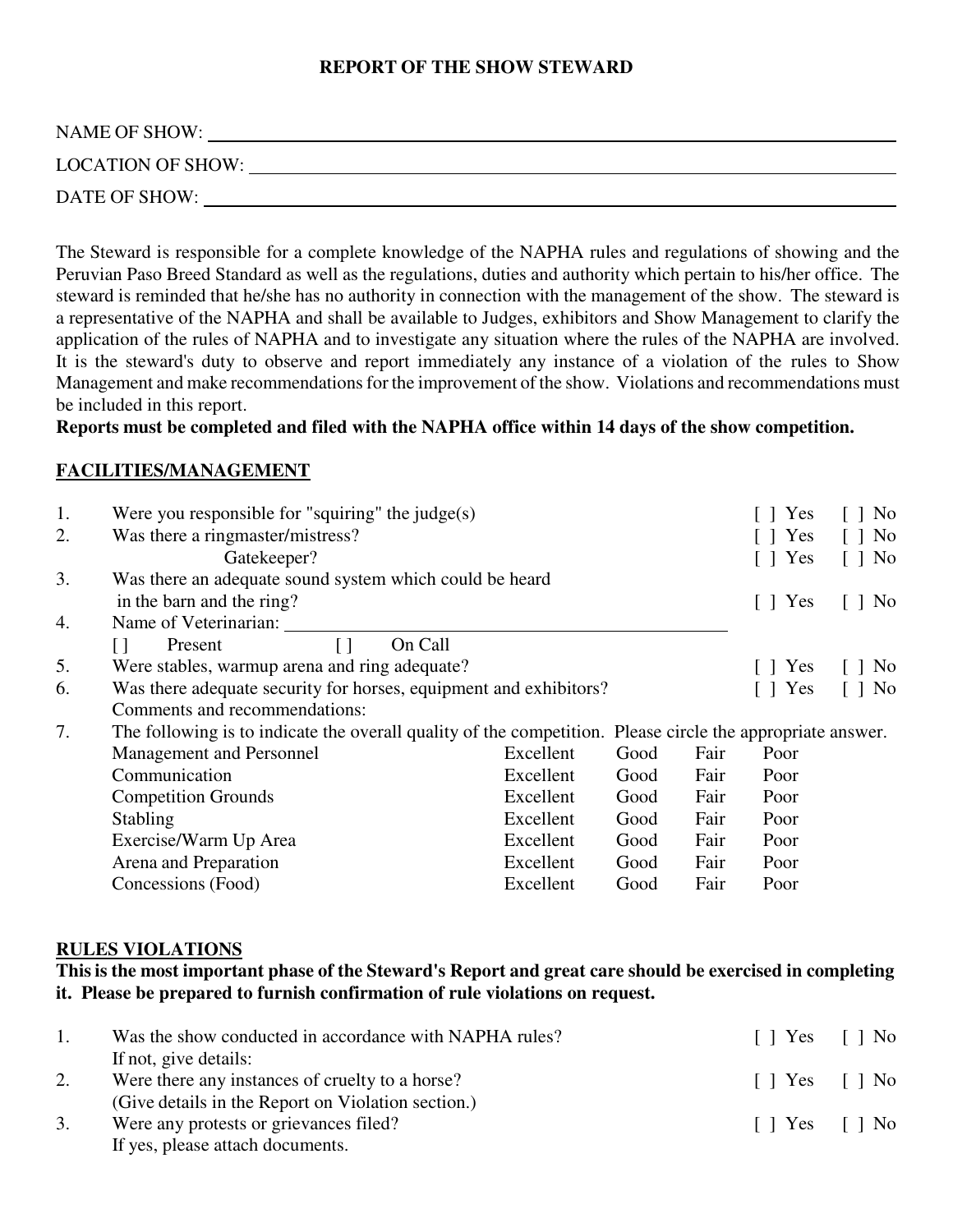# REPORT OF THE SHOW STEWARD

NAME OF SHOW: \_\_\_\_\_\_\_\_\_\_\_\_\_\_\_\_\_\_\_\_\_\_\_\_\_\_\_\_\_\_\_\_

LOCATION OF SHOW: \_\_\_\_\_\_\_\_\_\_\_\_\_\_\_\_\_\_\_\_\_\_\_\_\_\_\_\_\_\_\_\_

DATE OF SHOW: \_\_\_\_\_\_\_\_\_\_\_\_\_\_\_\_\_\_\_\_\_\_\_\_\_\_\_\_\_\_\_\_

The Steward is responsible for a complete knowledge of the NAPHA rules and regulations of showing and the Peruvian Paso Breed Standard as well as the regulations, duties and authority which pertain to his/her office. The steward is reminded that he/she has no authority in connection with the management of the show. The steward is a representative of the NAPHA and shall be available to Judges, exhibitors and Show Management to clarify the application of the rules of NAPHA and to investigate any situation where the rules of the NAPHA are involved. It is the steward's duty to observe and report immediately any instance of a violation of the rules to Show Management and make recommendations for the improvement of the show. Violations and recommendations must be included in this report.

**Reports must be completed and filed with the NAPHA office within 14 days of the show competition.**

## FACILITIES/MANAGEMENT

1. Were you responsible for "squiring" the judge(s) [ ] Yes [ ] No
2. Was there a ringmaster/mistress? [ ] Yes [ ] No
   Gatekeeper? [ ] Yes [ ] No
3. Was there an adequate sound system which could be heard in the barn and the ring? [ ] Yes [ ] No
4. Name of Veterinarian: \_\_\_\_\_\_\_\_\_\_\_\_\_\_\_\_\_\_\_\_\_\_\_\_
   [ ] Present [ ] On Call
5. Were stables, warmup arena and ring adequate? [ ] Yes [ ] No
6. Was there adequate security for horses, equipment and exhibitors? [ ] Yes [ ] No
   Comments and recommendations:
7. The following is to indicate the overall quality of the competition. Please circle the appropriate answer.

| | | | | |
|---|---|---|---|---|
| Management and Personnel | Excellent | Good | Fair | Poor |
| Communication | Excellent | Good | Fair | Poor |
| Competition Grounds | Excellent | Good | Fair | Poor |
| Stabling | Excellent | Good | Fair | Poor |
| Exercise/Warm Up Area | Excellent | Good | Fair | Poor |
| Arena and Preparation | Excellent | Good | Fair | Poor |
| Concessions (Food) | Excellent | Good | Fair | Poor |

## RULES VIOLATIONS

**This is the most important phase of the Steward's Report and great care should be exercised in completing it. Please be prepared to furnish confirmation of rule violations on request.**

1. Was the show conducted in accordance with NAPHA rules? [ ] Yes [ ] No
   If not, give details:
2. Were there any instances of cruelty to a horse? [ ] Yes [ ] No
   (Give details in the Report on Violation section.)
3. Were any protests or grievances filed? [ ] Yes [ ] No
   If yes, please attach documents.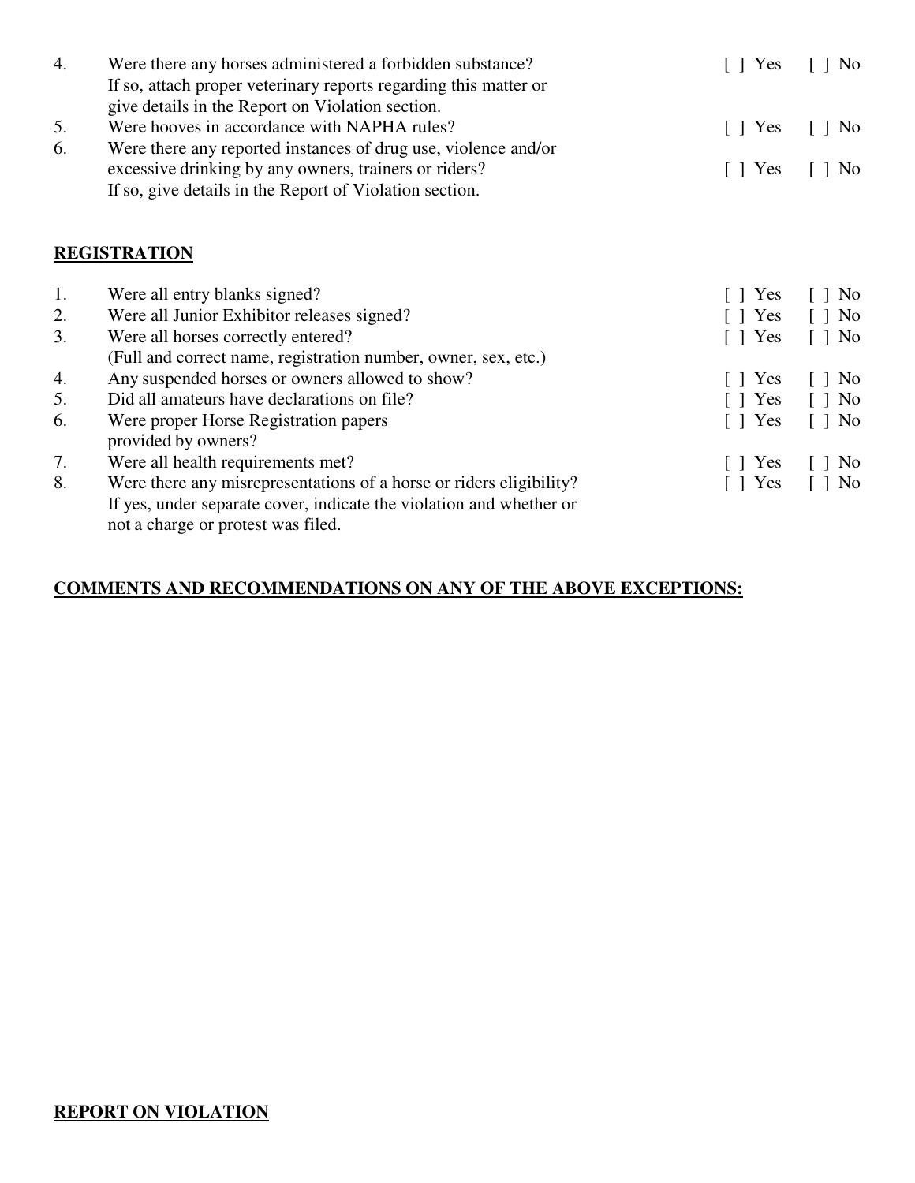4. Were there any horses administered a forbidden substance? [ ] Yes [ ] No
   If so, attach proper veterinary reports regarding this matter or give details in the Report on Violation section.
5. Were hooves in accordance with NAPHA rules? [ ] Yes [ ] No
6. Were there any reported instances of drug use, violence and/or excessive drinking by any owners, trainers or riders? [ ] Yes [ ] No
   If so, give details in the Report of Violation section.

**REGISTRATION**

1. Were all entry blanks signed? [ ] Yes [ ] No
2. Were all Junior Exhibitor releases signed? [ ] Yes [ ] No
3. Were all horses correctly entered? [ ] Yes [ ] No
   (Full and correct name, registration number, owner, sex, etc.)
4. Any suspended horses or owners allowed to show? [ ] Yes [ ] No
5. Did all amateurs have declarations on file? [ ] Yes [ ] No
6. Were proper Horse Registration papers provided by owners? [ ] Yes [ ] No
7. Were all health requirements met? [ ] Yes [ ] No
8. Were there any misrepresentations of a horse or riders eligibility? [ ] Yes [ ] No
   If yes, under separate cover, indicate the violation and whether or not a charge or protest was filed.

**COMMENTS AND RECOMMENDATIONS ON ANY OF THE ABOVE EXCEPTIONS:**

**REPORT ON VIOLATION**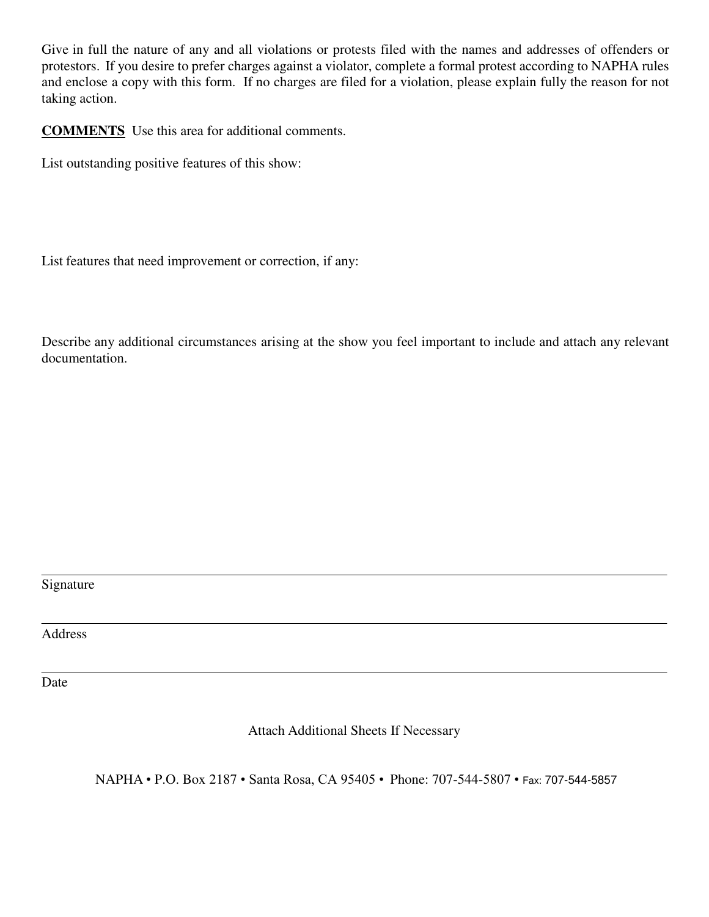Give in full the nature of any and all violations or protests filed with the names and addresses of offenders or protestors. If you desire to prefer charges against a violator, complete a formal protest according to NAPHA rules and enclose a copy with this form. If no charges are filed for a violation, please explain fully the reason for not taking action.

**COMMENTS** Use this area for additional comments.

List outstanding positive features of this show:

List features that need improvement or correction, if any:

Describe any additional circumstances arising at the show you feel important to include and attach any relevant documentation.

\_\_\_\_\_\_\_\_\_\_\_\_\_\_\_\_\_\_\_\_\_\_\_\_\_\_\_\_\_\_\_\_\_\_\_\_\_\_\_\_

Signature

\_\_\_\_\_\_\_\_\_\_\_\_\_\_\_\_\_\_\_\_\_\_\_\_\_\_\_\_\_\_\_\_\_\_\_\_\_\_\_\_

Address

\_\_\_\_\_\_\_\_\_\_\_\_\_\_\_\_\_\_\_\_\_\_\_\_\_\_\_\_\_\_\_\_\_\_\_\_\_\_\_\_

Date

Attach Additional Sheets If Necessary

NAPHA • P.O. Box 2187 • Santa Rosa, CA 95405 • Phone: 707-544-5807 • Fax: 707-544-5857